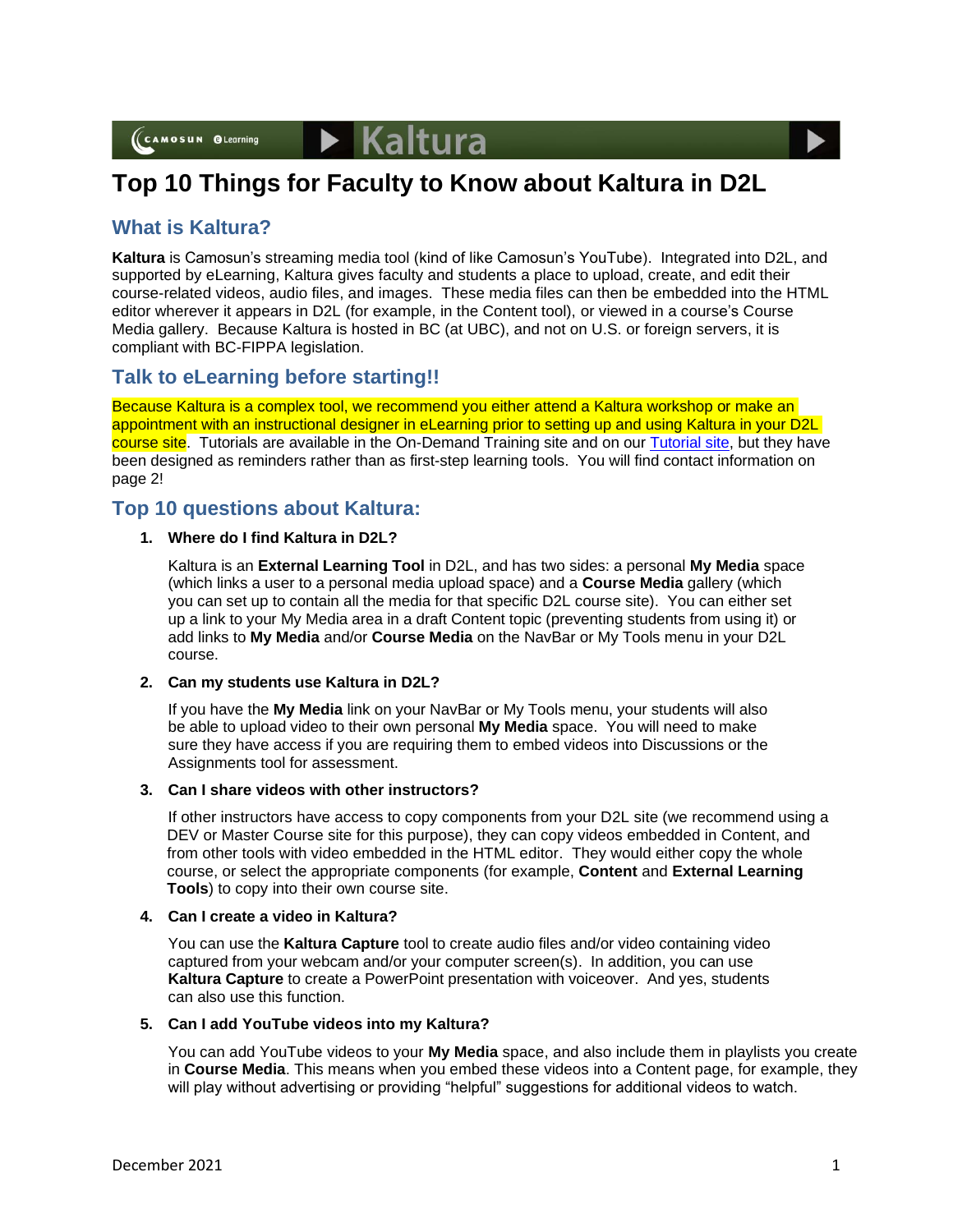# Top 10 Things for Faculty to Know about Kaltura in D2L

## What is Kaltura?

**Kaltura** is Camosun's streaming media tool (kind of like Camosun's YouTube). Integrated into D2L, and supported by eLearning, Kaltura gives faculty and students a place to upload, create, and edit their course-related videos, audio files, and images. These media files can then be embedded into the HTML editor wherever it appears in D2L (for example, in the Content tool), or viewed in a course's Course Media gallery. Because Kaltura is hosted in BC (at UBC), and not on U.S. or foreign servers, it is compliant with BC-FIPPA legislation.

## Talk to eLearning before starting!!

Because Kaltura is a complex tool, we recommend you either attend a Kaltura workshop or make an appointment with an instructional designer in eLearning prior to setting up and using Kaltura in your D2L course site. Tutorials are available in the On-Demand Training site and on our [Tutorial site](), but they have been designed as reminders rather than as first-step learning tools. You will find contact information on page 2!

## Top 10 questions about Kaltura:

1. **Where do I find Kaltura in D2L?**

   Kaltura is an **External Learning Tool** in D2L, and has two sides: a personal **My Media** space (which links a user to a personal media upload space) and a **Course Media** gallery (which you can set up to contain all the media for that specific D2L course site). You can either set up a link to your My Media area in a draft Content topic (preventing students from using it) or add links to **My Media** and/or **Course Media** on the NavBar or My Tools menu in your D2L course.

2. **Can my students use Kaltura in D2L?**

   If you have the **My Media** link on your NavBar or My Tools menu, your students will also be able to upload video to their own personal **My Media** space. You will need to make sure they have access if you are requiring them to embed videos into Discussions or the Assignments tool for assessment.

3. **Can I share videos with other instructors?**

   If other instructors have access to copy components from your D2L site (we recommend using a DEV or Master Course site for this purpose), they can copy videos embedded in Content, and from other tools with video embedded in the HTML editor. They would either copy the whole course, or select the appropriate components (for example, **Content** and **External Learning Tools**) to copy into their own course site.

4. **Can I create a video in Kaltura?**

   You can use the **Kaltura Capture** tool to create audio files and/or video containing video captured from your webcam and/or your computer screen(s). In addition, you can use **Kaltura Capture** to create a PowerPoint presentation with voiceover. And yes, students can also use this function.

5. **Can I add YouTube videos into my Kaltura?**

   You can add YouTube videos to your **My Media** space, and also include them in playlists you create in **Course Media**. This means when you embed these videos into a Content page, for example, they will play without advertising or providing "helpful" suggestions for additional videos to watch.

December 2021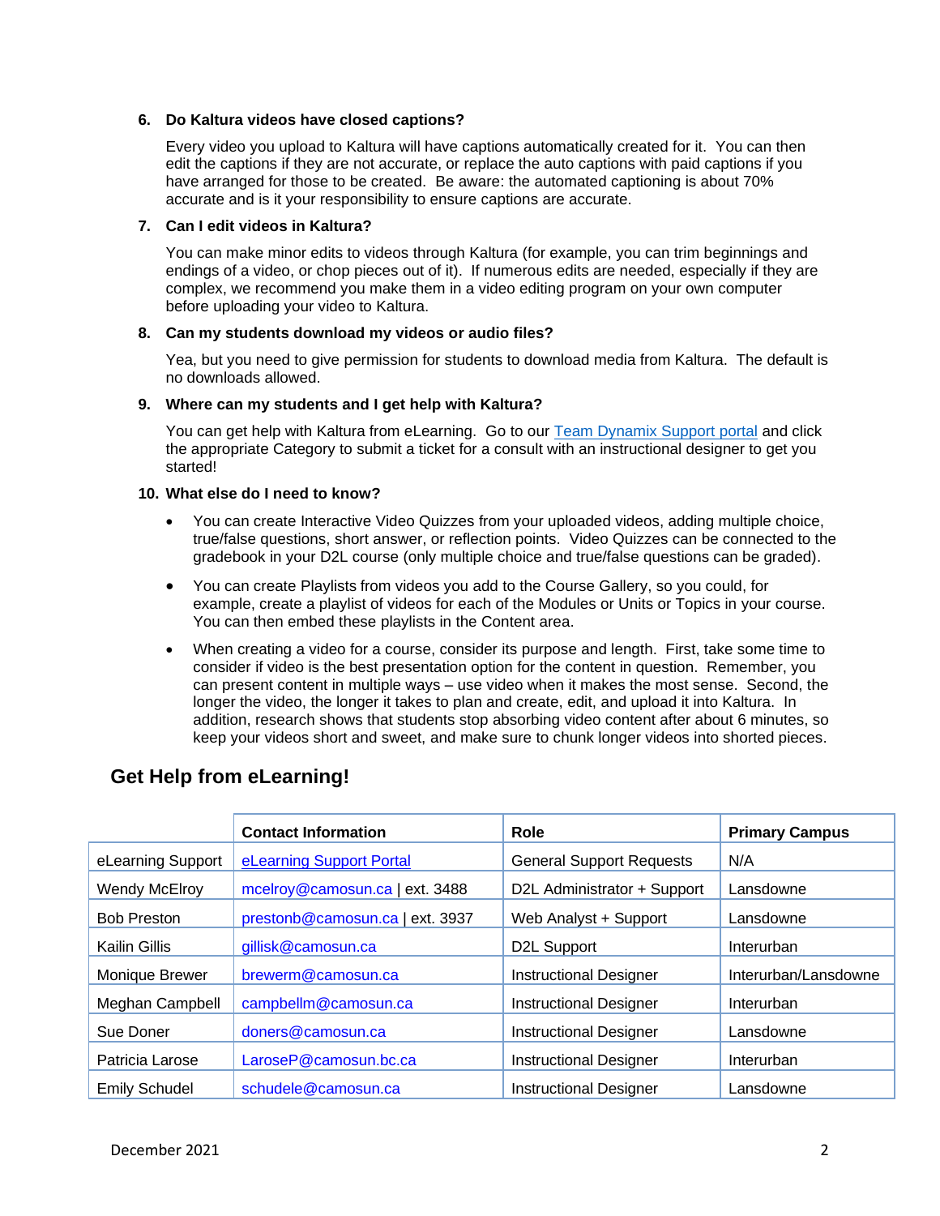**6. Do Kaltura videos have closed captions?**

Every video you upload to Kaltura will have captions automatically created for it. You can then edit the captions if they are not accurate, or replace the auto captions with paid captions if you have arranged for those to be created. Be aware: the automated captioning is about 70% accurate and is it your responsibility to ensure captions are accurate.

**7. Can I edit videos in Kaltura?**

You can make minor edits to videos through Kaltura (for example, you can trim beginnings and endings of a video, or chop pieces out of it). If numerous edits are needed, especially if they are complex, we recommend you make them in a video editing program on your own computer before uploading your video to Kaltura.

**8. Can my students download my videos or audio files?**

Yea, but you need to give permission for students to download media from Kaltura. The default is no downloads allowed.

**9. Where can my students and I get help with Kaltura?**

You can get help with Kaltura from eLearning. Go to our Team Dynamix Support portal and click the appropriate Category to submit a ticket for a consult with an instructional designer to get you started!

**10. What else do I need to know?**

- You can create Interactive Video Quizzes from your uploaded videos, adding multiple choice, true/false questions, short answer, or reflection points. Video Quizzes can be connected to the gradebook in your D2L course (only multiple choice and true/false questions can be graded).
- You can create Playlists from videos you add to the Course Gallery, so you could, for example, create a playlist of videos for each of the Modules or Units or Topics in your course. You can then embed these playlists in the Content area.
- When creating a video for a course, consider its purpose and length. First, take some time to consider if video is the best presentation option for the content in question. Remember, you can present content in multiple ways – use video when it makes the most sense. Second, the longer the video, the longer it takes to plan and create, edit, and upload it into Kaltura. In addition, research shows that students stop absorbing video content after about 6 minutes, so keep your videos short and sweet, and make sure to chunk longer videos into shorted pieces.

## Get Help from eLearning!

| | Contact Information | Role | Primary Campus |
|---|---|---|---|
| eLearning Support | eLearning Support Portal | General Support Requests | N/A |
| Wendy McElroy | mcelroy@camosun.ca \| ext. 3488 | D2L Administrator + Support | Lansdowne |
| Bob Preston | prestonb@camosun.ca \| ext. 3937 | Web Analyst + Support | Lansdowne |
| Kailin Gillis | gillisk@camosun.ca | D2L Support | Interurban |
| Monique Brewer | brewerm@camosun.ca | Instructional Designer | Interurban/Lansdowne |
| Meghan Campbell | campbellm@camosun.ca | Instructional Designer | Interurban |
| Sue Doner | doners@camosun.ca | Instructional Designer | Lansdowne |
| Patricia Larose | LaroseP@camosun.bc.ca | Instructional Designer | Interurban |
| Emily Schudel | schudele@camosun.ca | Instructional Designer | Lansdowne |

December 2021